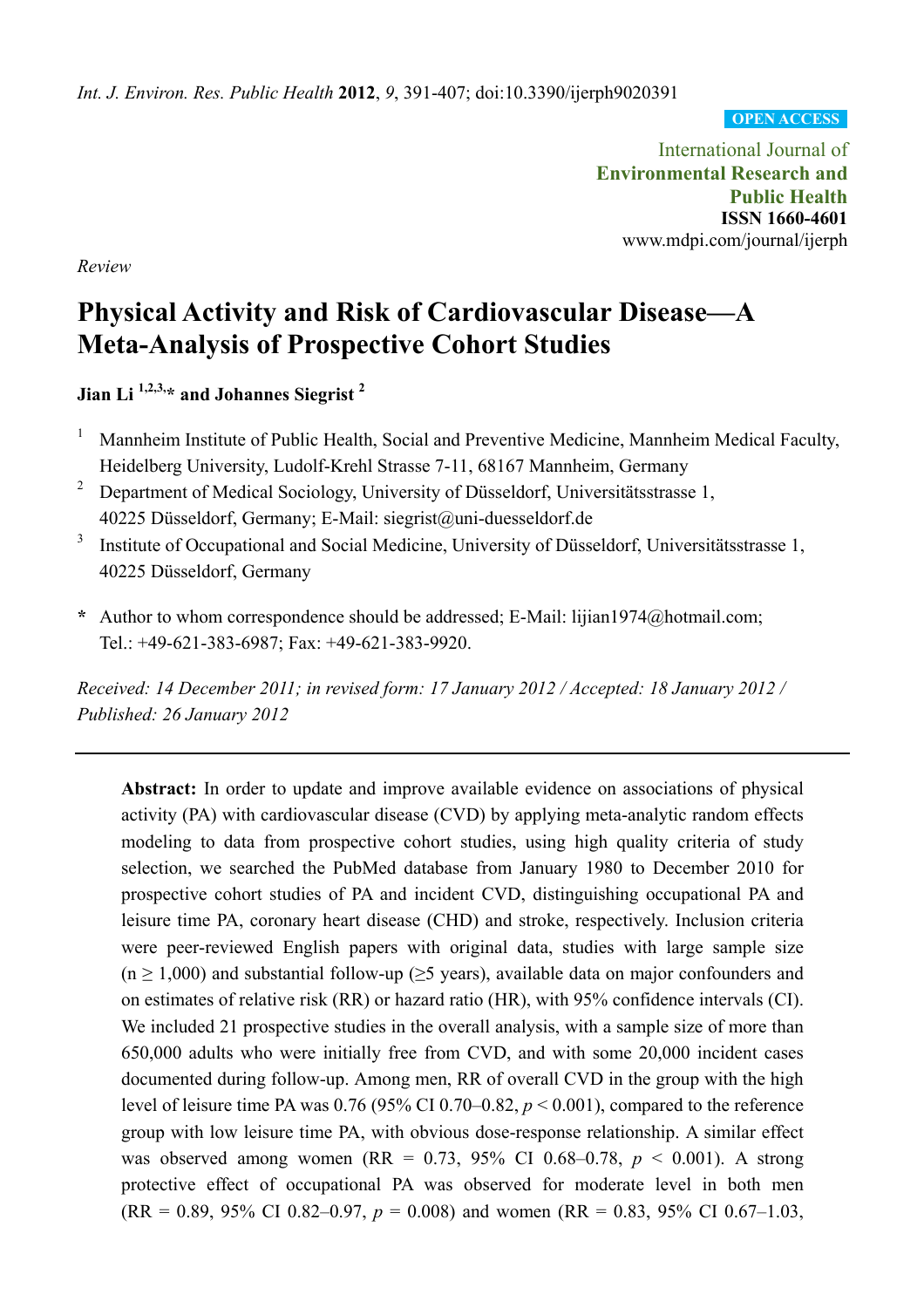*Int. J. Environ. Res. Public Health* **2012**, *9*, 391-407; doi:10.3390/ijerph9020391

**OPEN ACCESS**

International Journal of
**Environmental Research and Public Health**
**ISSN 1660-4601**
www.mdpi.com/journal/ijerph

*Review*

# Physical Activity and Risk of Cardiovascular Disease—A Meta-Analysis of Prospective Cohort Studies

**Jian Li [1,2,3,]* and Johannes Siegrist [2]**

[1] Mannheim Institute of Public Health, Social and Preventive Medicine, Mannheim Medical Faculty, Heidelberg University, Ludolf-Krehl Strasse 7-11, 68167 Mannheim, Germany

[2] Department of Medical Sociology, University of Düsseldorf, Universitätsstrasse 1, 40225 Düsseldorf, Germany; E-Mail: siegrist@uni-duesseldorf.de

[3] Institute of Occupational and Social Medicine, University of Düsseldorf, Universitätsstrasse 1, 40225 Düsseldorf, Germany

**\*** Author to whom correspondence should be addressed; E-Mail: lijian1974@hotmail.com; Tel.: +49-621-383-6987; Fax: +49-621-383-9920.

*Received: 14 December 2011; in revised form: 17 January 2012 / Accepted: 18 January 2012 / Published: 26 January 2012*

---

**Abstract:** In order to update and improve available evidence on associations of physical activity (PA) with cardiovascular disease (CVD) by applying meta-analytic random effects modeling to data from prospective cohort studies, using high quality criteria of study selection, we searched the PubMed database from January 1980 to December 2010 for prospective cohort studies of PA and incident CVD, distinguishing occupational PA and leisure time PA, coronary heart disease (CHD) and stroke, respectively. Inclusion criteria were peer-reviewed English papers with original data, studies with large sample size ($n \geq 1{,}000$) and substantial follow-up (≥5 years), available data on major confounders and on estimates of relative risk (RR) or hazard ratio (HR), with 95% confidence intervals (CI). We included 21 prospective studies in the overall analysis, with a sample size of more than 650,000 adults who were initially free from CVD, and with some 20,000 incident cases documented during follow-up. Among men, RR of overall CVD in the group with the high level of leisure time PA was 0.76 (95% CI 0.70–0.82, $p < 0.001$), compared to the reference group with low leisure time PA, with obvious dose-response relationship. A similar effect was observed among women (RR = 0.73, 95% CI 0.68–0.78, $p < 0.001$). A strong protective effect of occupational PA was observed for moderate level in both men (RR = 0.89, 95% CI 0.82–0.97, $p = 0.008$) and women (RR = 0.83, 95% CI 0.67–1.03,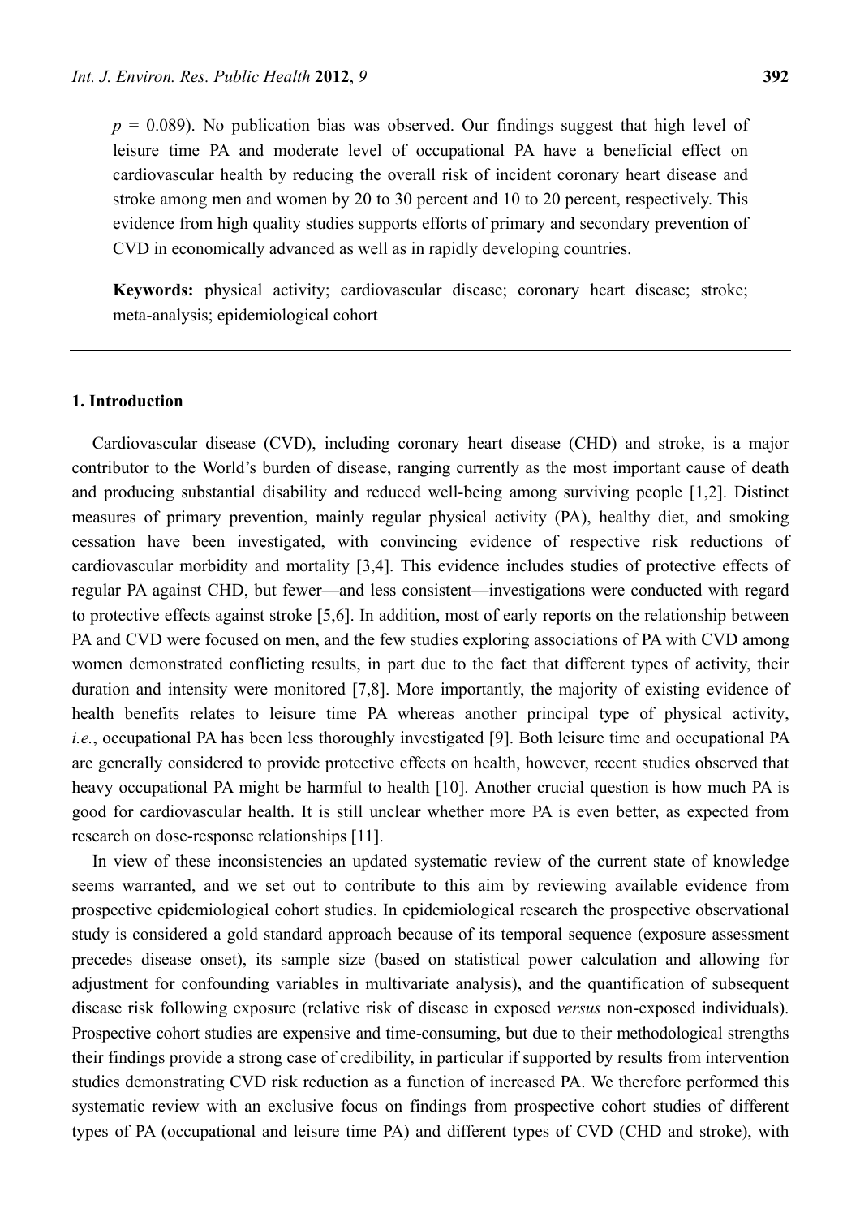$p$ = 0.089). No publication bias was observed. Our findings suggest that high level of leisure time PA and moderate level of occupational PA have a beneficial effect on cardiovascular health by reducing the overall risk of incident coronary heart disease and stroke among men and women by 20 to 30 percent and 10 to 20 percent, respectively. This evidence from high quality studies supports efforts of primary and secondary prevention of CVD in economically advanced as well as in rapidly developing countries.

**Keywords:** physical activity; cardiovascular disease; coronary heart disease; stroke; meta-analysis; epidemiological cohort

---

## 1. Introduction

Cardiovascular disease (CVD), including coronary heart disease (CHD) and stroke, is a major contributor to the World's burden of disease, ranging currently as the most important cause of death and producing substantial disability and reduced well-being among surviving people [1,2]. Distinct measures of primary prevention, mainly regular physical activity (PA), healthy diet, and smoking cessation have been investigated, with convincing evidence of respective risk reductions of cardiovascular morbidity and mortality [3,4]. This evidence includes studies of protective effects of regular PA against CHD, but fewer—and less consistent—investigations were conducted with regard to protective effects against stroke [5,6]. In addition, most of early reports on the relationship between PA and CVD were focused on men, and the few studies exploring associations of PA with CVD among women demonstrated conflicting results, in part due to the fact that different types of activity, their duration and intensity were monitored [7,8]. More importantly, the majority of existing evidence of health benefits relates to leisure time PA whereas another principal type of physical activity, *i.e.*, occupational PA has been less thoroughly investigated [9]. Both leisure time and occupational PA are generally considered to provide protective effects on health, however, recent studies observed that heavy occupational PA might be harmful to health [10]. Another crucial question is how much PA is good for cardiovascular health. It is still unclear whether more PA is even better, as expected from research on dose-response relationships [11].

In view of these inconsistencies an updated systematic review of the current state of knowledge seems warranted, and we set out to contribute to this aim by reviewing available evidence from prospective epidemiological cohort studies. In epidemiological research the prospective observational study is considered a gold standard approach because of its temporal sequence (exposure assessment precedes disease onset), its sample size (based on statistical power calculation and allowing for adjustment for confounding variables in multivariate analysis), and the quantification of subsequent disease risk following exposure (relative risk of disease in exposed *versus* non-exposed individuals). Prospective cohort studies are expensive and time-consuming, but due to their methodological strengths their findings provide a strong case of credibility, in particular if supported by results from intervention studies demonstrating CVD risk reduction as a function of increased PA. We therefore performed this systematic review with an exclusive focus on findings from prospective cohort studies of different types of PA (occupational and leisure time PA) and different types of CVD (CHD and stroke), with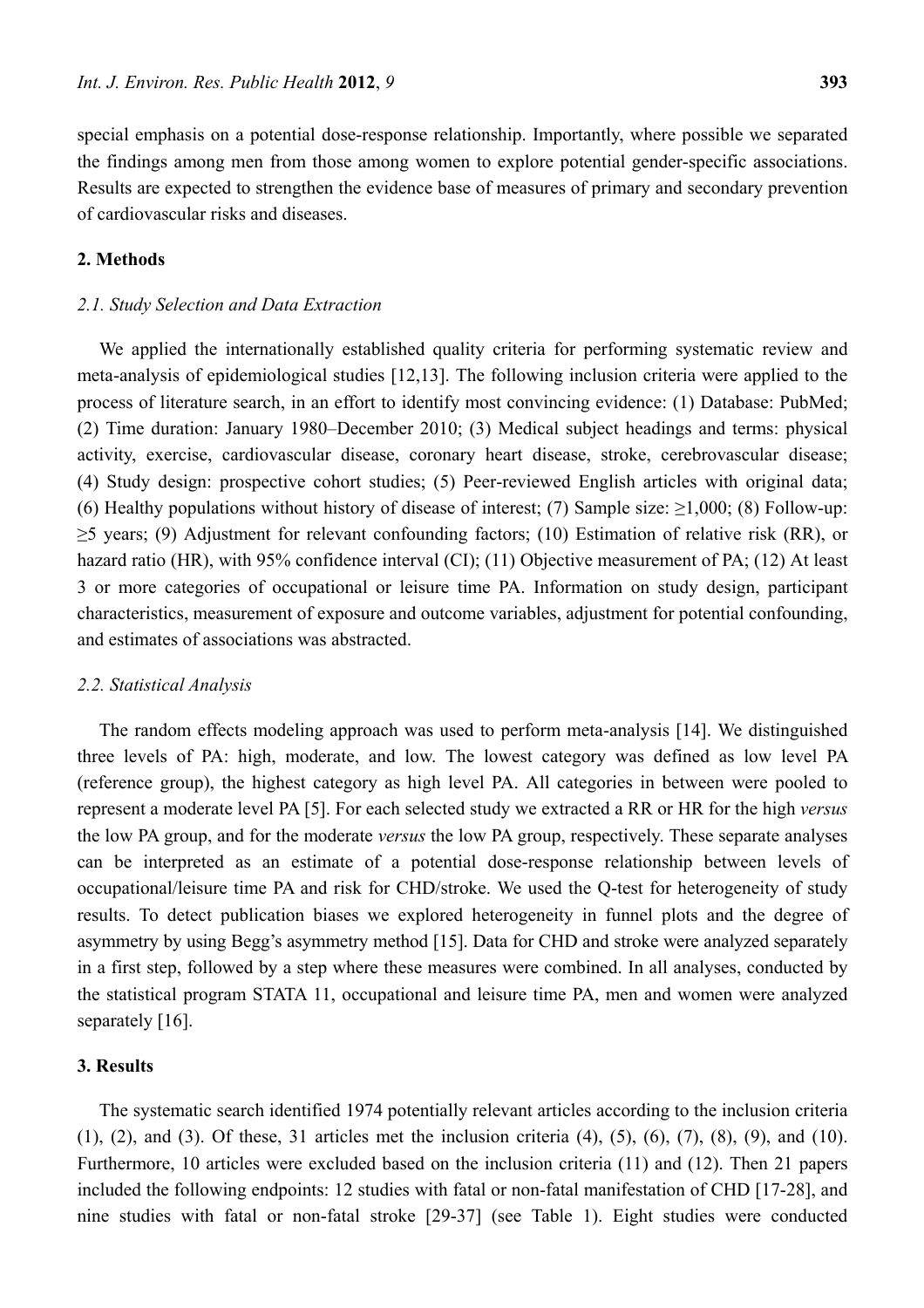special emphasis on a potential dose-response relationship. Importantly, where possible we separated the findings among men from those among women to explore potential gender-specific associations. Results are expected to strengthen the evidence base of measures of primary and secondary prevention of cardiovascular risks and diseases.

## 2. Methods

### 2.1. Study Selection and Data Extraction

We applied the internationally established quality criteria for performing systematic review and meta-analysis of epidemiological studies [12,13]. The following inclusion criteria were applied to the process of literature search, in an effort to identify most convincing evidence: (1) Database: PubMed; (2) Time duration: January 1980–December 2010; (3) Medical subject headings and terms: physical activity, exercise, cardiovascular disease, coronary heart disease, stroke, cerebrovascular disease; (4) Study design: prospective cohort studies; (5) Peer-reviewed English articles with original data; (6) Healthy populations without history of disease of interest; (7) Sample size: ≥1,000; (8) Follow-up: ≥5 years; (9) Adjustment for relevant confounding factors; (10) Estimation of relative risk (RR), or hazard ratio (HR), with 95% confidence interval (CI); (11) Objective measurement of PA; (12) At least 3 or more categories of occupational or leisure time PA. Information on study design, participant characteristics, measurement of exposure and outcome variables, adjustment for potential confounding, and estimates of associations was abstracted.

### 2.2. Statistical Analysis

The random effects modeling approach was used to perform meta-analysis [14]. We distinguished three levels of PA: high, moderate, and low. The lowest category was defined as low level PA (reference group), the highest category as high level PA. All categories in between were pooled to represent a moderate level PA [5]. For each selected study we extracted a RR or HR for the high *versus* the low PA group, and for the moderate *versus* the low PA group, respectively. These separate analyses can be interpreted as an estimate of a potential dose-response relationship between levels of occupational/leisure time PA and risk for CHD/stroke. We used the Q-test for heterogeneity of study results. To detect publication biases we explored heterogeneity in funnel plots and the degree of asymmetry by using Begg's asymmetry method [15]. Data for CHD and stroke were analyzed separately in a first step, followed by a step where these measures were combined. In all analyses, conducted by the statistical program STATA 11, occupational and leisure time PA, men and women were analyzed separately [16].

## 3. Results

The systematic search identified 1974 potentially relevant articles according to the inclusion criteria (1), (2), and (3). Of these, 31 articles met the inclusion criteria (4), (5), (6), (7), (8), (9), and (10). Furthermore, 10 articles were excluded based on the inclusion criteria (11) and (12). Then 21 papers included the following endpoints: 12 studies with fatal or non-fatal manifestation of CHD [17-28], and nine studies with fatal or non-fatal stroke [29-37] (see Table 1). Eight studies were conducted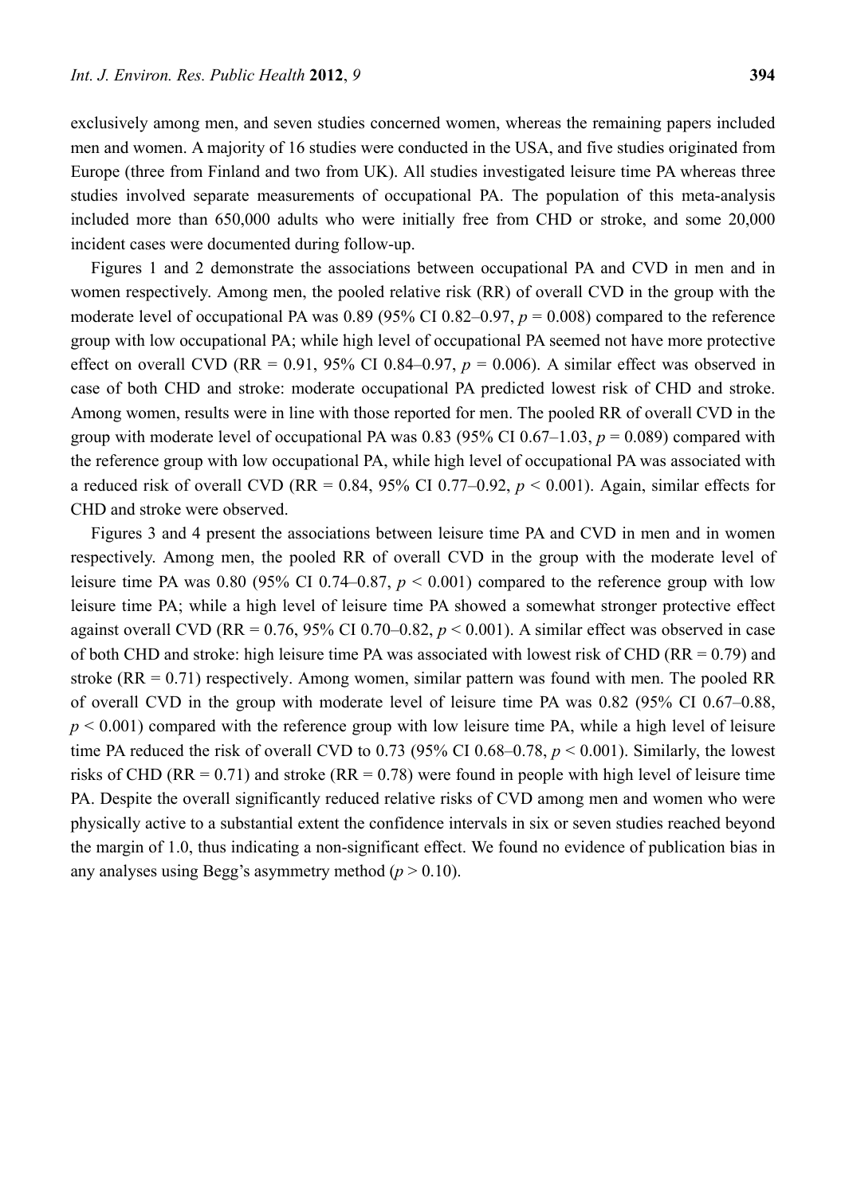exclusively among men, and seven studies concerned women, whereas the remaining papers included men and women. A majority of 16 studies were conducted in the USA, and five studies originated from Europe (three from Finland and two from UK). All studies investigated leisure time PA whereas three studies involved separate measurements of occupational PA. The population of this meta-analysis included more than 650,000 adults who were initially free from CHD or stroke, and some 20,000 incident cases were documented during follow-up.

Figures 1 and 2 demonstrate the associations between occupational PA and CVD in men and in women respectively. Among men, the pooled relative risk (RR) of overall CVD in the group with the moderate level of occupational PA was 0.89 (95% CI 0.82–0.97, $p = 0.008$) compared to the reference group with low occupational PA; while high level of occupational PA seemed not have more protective effect on overall CVD (RR = 0.91, 95% CI 0.84–0.97, $p = 0.006$). A similar effect was observed in case of both CHD and stroke: moderate occupational PA predicted lowest risk of CHD and stroke. Among women, results were in line with those reported for men. The pooled RR of overall CVD in the group with moderate level of occupational PA was 0.83 (95% CI 0.67–1.03, $p = 0.089$) compared with the reference group with low occupational PA, while high level of occupational PA was associated with a reduced risk of overall CVD (RR = 0.84, 95% CI 0.77–0.92, $p < 0.001$). Again, similar effects for CHD and stroke were observed.

Figures 3 and 4 present the associations between leisure time PA and CVD in men and in women respectively. Among men, the pooled RR of overall CVD in the group with the moderate level of leisure time PA was 0.80 (95% CI 0.74–0.87, $p < 0.001$) compared to the reference group with low leisure time PA; while a high level of leisure time PA showed a somewhat stronger protective effect against overall CVD (RR = 0.76, 95% CI 0.70–0.82, $p < 0.001$). A similar effect was observed in case of both CHD and stroke: high leisure time PA was associated with lowest risk of CHD (RR = 0.79) and stroke (RR = 0.71) respectively. Among women, similar pattern was found with men. The pooled RR of overall CVD in the group with moderate level of leisure time PA was 0.82 (95% CI 0.67–0.88, $p < 0.001$) compared with the reference group with low leisure time PA, while a high level of leisure time PA reduced the risk of overall CVD to 0.73 (95% CI 0.68–0.78, $p < 0.001$). Similarly, the lowest risks of CHD (RR = 0.71) and stroke (RR = 0.78) were found in people with high level of leisure time PA. Despite the overall significantly reduced relative risks of CVD among men and women who were physically active to a substantial extent the confidence intervals in six or seven studies reached beyond the margin of 1.0, thus indicating a non-significant effect. We found no evidence of publication bias in any analyses using Begg's asymmetry method ($p > 0.10$).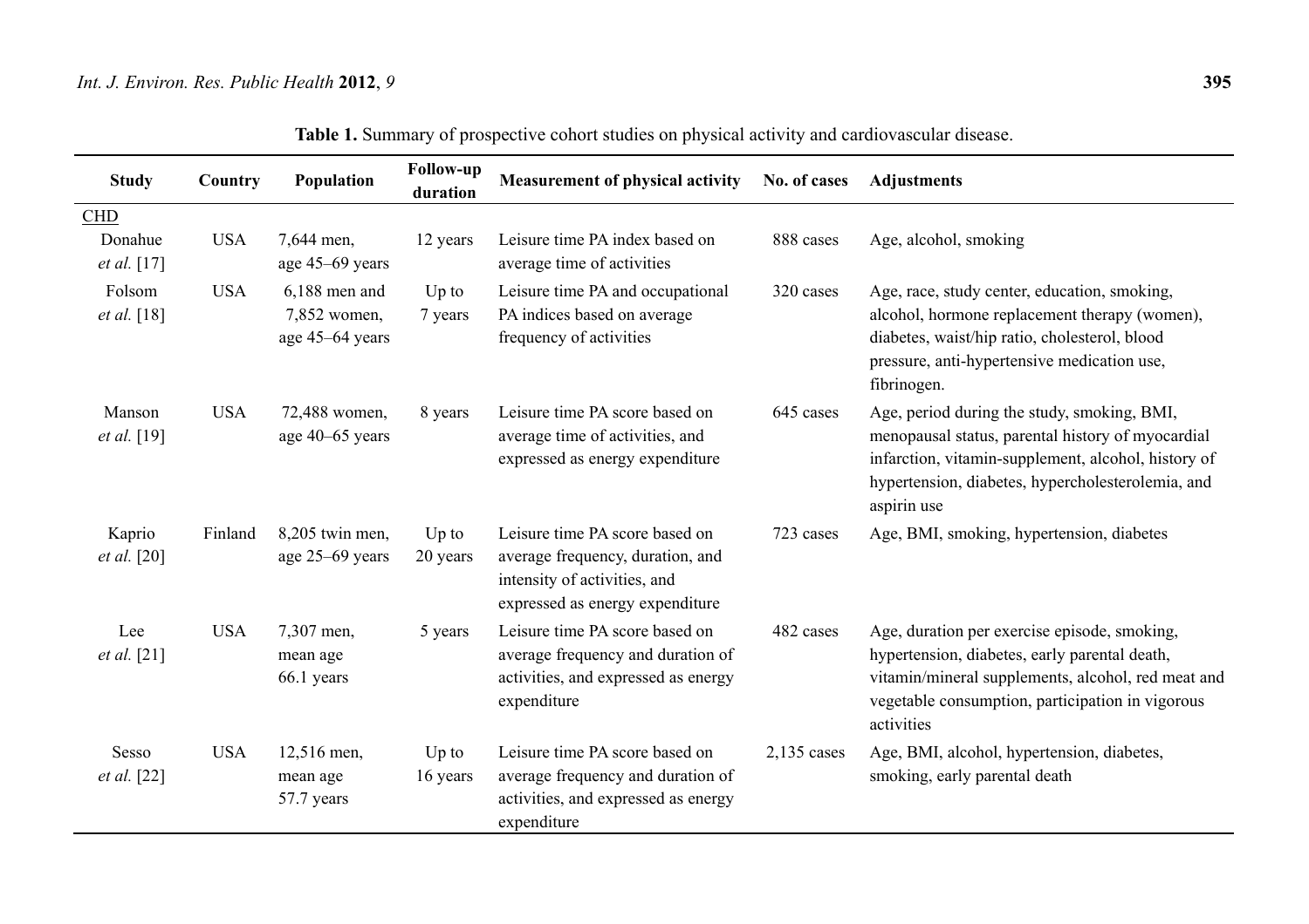**Table 1.** Summary of prospective cohort studies on physical activity and cardiovascular disease.

| Study | Country | Population | Follow-up duration | Measurement of physical activity | No. of cases | Adjustments |
|---|---|---|---|---|---|---|
| CHD | | | | | | |
| Donahue *et al.* [17] | USA | 7,644 men, age 45–69 years | 12 years | Leisure time PA index based on average time of activities | 888 cases | Age, alcohol, smoking |
| Folsom *et al.* [18] | USA | 6,188 men and 7,852 women, age 45–64 years | Up to 7 years | Leisure time PA and occupational PA indices based on average frequency of activities | 320 cases | Age, race, study center, education, smoking, alcohol, hormone replacement therapy (women), diabetes, waist/hip ratio, cholesterol, blood pressure, anti-hypertensive medication use, fibrinogen. |
| Manson *et al.* [19] | USA | 72,488 women, age 40–65 years | 8 years | Leisure time PA score based on average time of activities, and expressed as energy expenditure | 645 cases | Age, period during the study, smoking, BMI, menopausal status, parental history of myocardial infarction, vitamin-supplement, alcohol, history of hypertension, diabetes, hypercholesterolemia, and aspirin use |
| Kaprio *et al.* [20] | Finland | 8,205 twin men, age 25–69 years | Up to 20 years | Leisure time PA score based on average frequency, duration, and intensity of activities, and expressed as energy expenditure | 723 cases | Age, BMI, smoking, hypertension, diabetes |
| Lee *et al.* [21] | USA | 7,307 men, mean age 66.1 years | 5 years | Leisure time PA score based on average frequency and duration of activities, and expressed as energy expenditure | 482 cases | Age, duration per exercise episode, smoking, hypertension, diabetes, early parental death, vitamin/mineral supplements, alcohol, red meat and vegetable consumption, participation in vigorous activities |
| Sesso *et al.* [22] | USA | 12,516 men, mean age 57.7 years | Up to 16 years | Leisure time PA score based on average frequency and duration of activities, and expressed as energy expenditure | 2,135 cases | Age, BMI, alcohol, hypertension, diabetes, smoking, early parental death |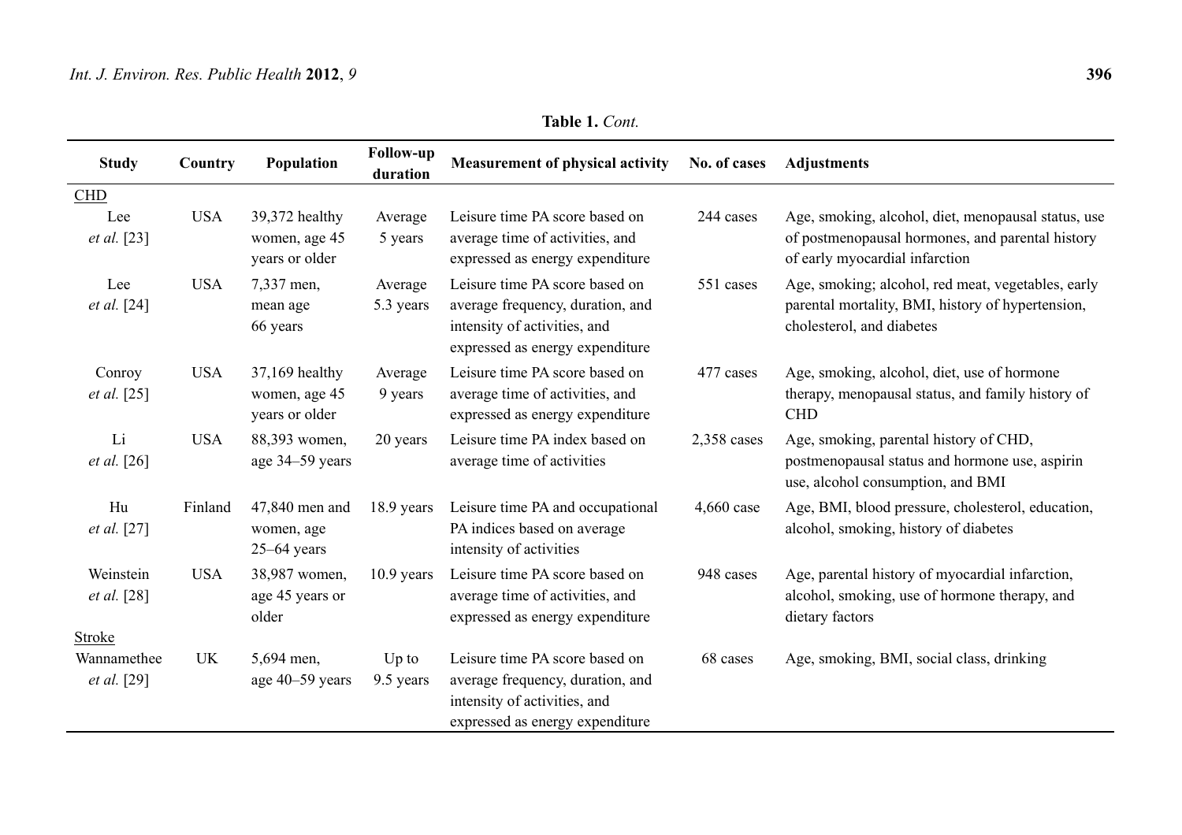**Table 1.** *Cont.*

| Study | Country | Population | Follow-up duration | Measurement of physical activity | No. of cases | Adjustments |
|---|---|---|---|---|---|---|
| CHD | | | | | | |
| Lee *et al.* [23] | USA | 39,372 healthy women, age 45 years or older | Average 5 years | Leisure time PA score based on average time of activities, and expressed as energy expenditure | 244 cases | Age, smoking, alcohol, diet, menopausal status, use of postmenopausal hormones, and parental history of early myocardial infarction |
| Lee *et al.* [24] | USA | 7,337 men, mean age 66 years | Average 5.3 years | Leisure time PA score based on average frequency, duration, and intensity of activities, and expressed as energy expenditure | 551 cases | Age, smoking; alcohol, red meat, vegetables, early parental mortality, BMI, history of hypertension, cholesterol, and diabetes |
| Conroy *et al.* [25] | USA | 37,169 healthy women, age 45 years or older | Average 9 years | Leisure time PA score based on average time of activities, and expressed as energy expenditure | 477 cases | Age, smoking, alcohol, diet, use of hormone therapy, menopausal status, and family history of CHD |
| Li *et al.* [26] | USA | 88,393 women, age 34–59 years | 20 years | Leisure time PA index based on average time of activities | 2,358 cases | Age, smoking, parental history of CHD, postmenopausal status and hormone use, aspirin use, alcohol consumption, and BMI |
| Hu *et al.* [27] | Finland | 47,840 men and women, age 25–64 years | 18.9 years | Leisure time PA and occupational PA indices based on average intensity of activities | 4,660 case | Age, BMI, blood pressure, cholesterol, education, alcohol, smoking, history of diabetes |
| Weinstein *et al.* [28] | USA | 38,987 women, age 45 years or older | 10.9 years | Leisure time PA score based on average time of activities, and expressed as energy expenditure | 948 cases | Age, parental history of myocardial infarction, alcohol, smoking, use of hormone therapy, and dietary factors |
| Stroke | | | | | | |
| Wannamethee *et al.* [29] | UK | 5,694 men, age 40–59 years | Up to 9.5 years | Leisure time PA score based on average frequency, duration, and intensity of activities, and expressed as energy expenditure | 68 cases | Age, smoking, BMI, social class, drinking |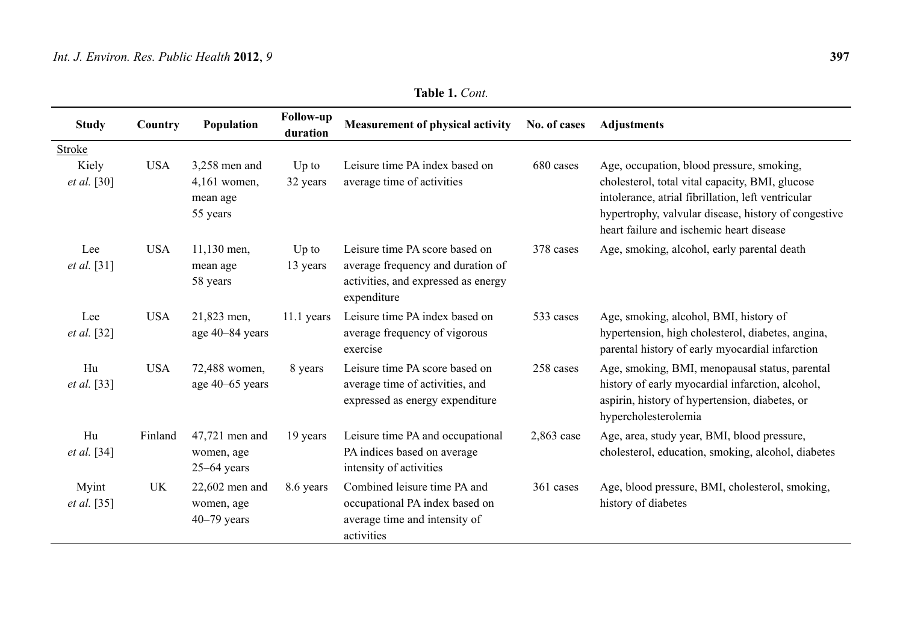**Table 1.** *Cont.*

| Study | Country | Population | Follow-up duration | Measurement of physical activity | No. of cases | Adjustments |
| --- | --- | --- | --- | --- | --- | --- |
| Stroke | | | | | | |
| Kiely *et al.* [30] | USA | 3,258 men and 4,161 women, mean age 55 years | Up to 32 years | Leisure time PA index based on average time of activities | 680 cases | Age, occupation, blood pressure, smoking, cholesterol, total vital capacity, BMI, glucose intolerance, atrial fibrillation, left ventricular hypertrophy, valvular disease, history of congestive heart failure and ischemic heart disease |
| Lee *et al.* [31] | USA | 11,130 men, mean age 58 years | Up to 13 years | Leisure time PA score based on average frequency and duration of activities, and expressed as energy expenditure | 378 cases | Age, smoking, alcohol, early parental death |
| Lee *et al.* [32] | USA | 21,823 men, age 40–84 years | 11.1 years | Leisure time PA index based on average frequency of vigorous exercise | 533 cases | Age, smoking, alcohol, BMI, history of hypertension, high cholesterol, diabetes, angina, parental history of early myocardial infarction |
| Hu *et al.* [33] | USA | 72,488 women, age 40–65 years | 8 years | Leisure time PA score based on average time of activities, and expressed as energy expenditure | 258 cases | Age, smoking, BMI, menopausal status, parental history of early myocardial infarction, alcohol, aspirin, history of hypertension, diabetes, or hypercholesterolemia |
| Hu *et al.* [34] | Finland | 47,721 men and women, age 25–64 years | 19 years | Leisure time PA and occupational PA indices based on average intensity of activities | 2,863 case | Age, area, study year, BMI, blood pressure, cholesterol, education, smoking, alcohol, diabetes |
| Myint *et al.* [35] | UK | 22,602 men and women, age 40–79 years | 8.6 years | Combined leisure time PA and occupational PA index based on average time and intensity of activities | 361 cases | Age, blood pressure, BMI, cholesterol, smoking, history of diabetes |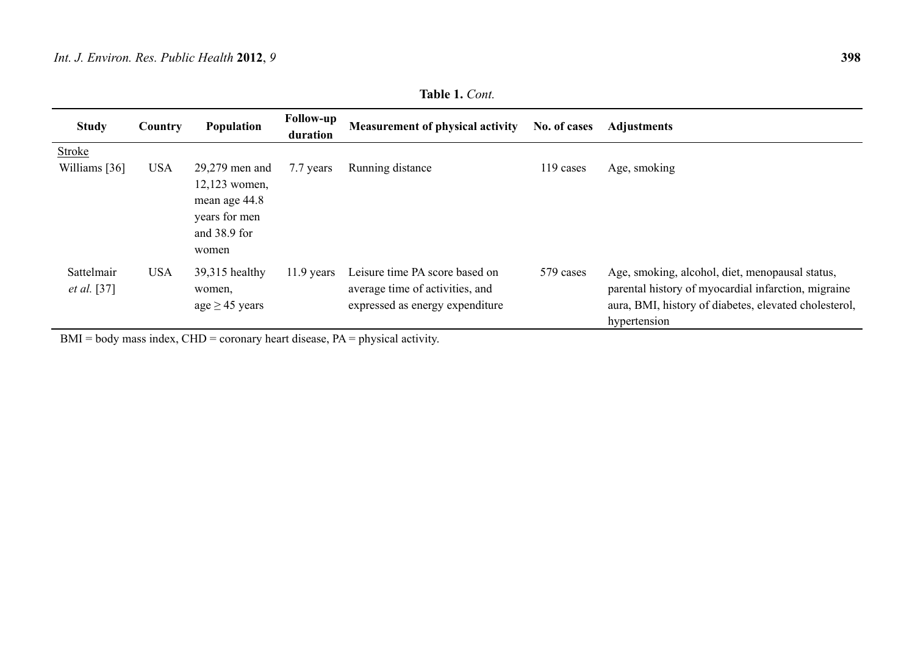**Table 1.** *Cont.*

| Study | Country | Population | Follow-up duration | Measurement of physical activity | No. of cases | Adjustments |
|---|---|---|---|---|---|---|
| Stroke | | | | | | |
| Williams [36] | USA | 29,279 men and 12,123 women, mean age 44.8 years for men and 38.9 for women | 7.7 years | Running distance | 119 cases | Age, smoking |
| Sattelmair *et al.* [37] | USA | 39,315 healthy women, age ≥ 45 years | 11.9 years | Leisure time PA score based on average time of activities, and expressed as energy expenditure | 579 cases | Age, smoking, alcohol, diet, menopausal status, parental history of myocardial infarction, migraine aura, BMI, history of diabetes, elevated cholesterol, hypertension |

BMI = body mass index, CHD = coronary heart disease, PA = physical activity.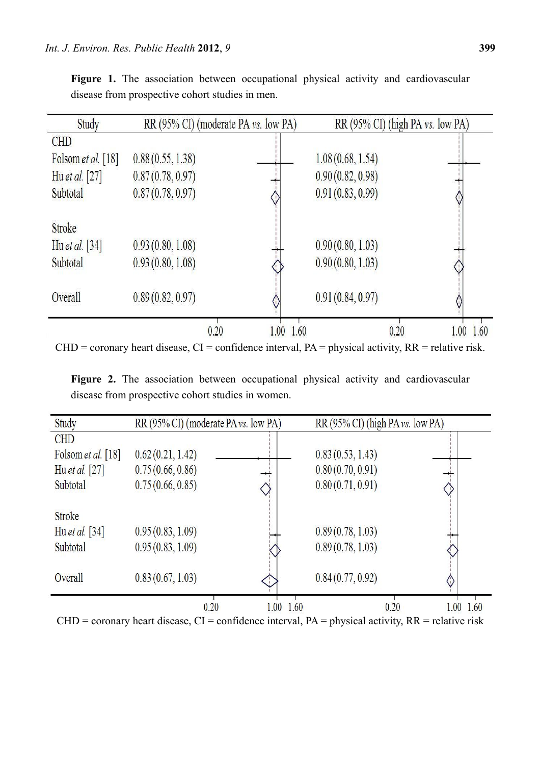**Figure 1.** The association between occupational physical activity and cardiovascular disease from prospective cohort studies in men.

| Study | RR (95% CI) (moderate PA *vs.* low PA) | RR (95% CI) (high PA *vs.* low PA) |
|---|---|---|
| **CHD** | | |
| Folsom *et al.* [18] | 0.88 (0.55, 1.38) | 1.08 (0.68, 1.54) |
| Hu *et al.* [27] | 0.87 (0.78, 0.97) | 0.90 (0.82, 0.98) |
| Subtotal | 0.87 (0.78, 0.97) | 0.91 (0.83, 0.99) |
| **Stroke** | | |
| Hu *et al.* [34] | 0.93 (0.80, 1.08) | 0.90 (0.80, 1.03) |
| Subtotal | 0.93 (0.80, 1.08) | 0.90 (0.80, 1.03) |
| Overall | 0.89 (0.82, 0.97) | 0.91 (0.84, 0.97) |

CHD = coronary heart disease, CI = confidence interval, PA = physical activity, RR = relative risk.

**Figure 2.** The association between occupational physical activity and cardiovascular disease from prospective cohort studies in women.

| Study | RR (95% CI) (moderate PA *vs.* low PA) | RR (95% CI) (high PA *vs.* low PA) |
|---|---|---|
| **CHD** | | |
| Folsom *et al.* [18] | 0.62 (0.21, 1.42) | 0.83 (0.53, 1.43) |
| Hu *et al.* [27] | 0.75 (0.66, 0.86) | 0.80 (0.70, 0.91) |
| Subtotal | 0.75 (0.66, 0.85) | 0.80 (0.71, 0.91) |
| **Stroke** | | |
| Hu *et al.* [34] | 0.95 (0.83, 1.09) | 0.89 (0.78, 1.03) |
| Subtotal | 0.95 (0.83, 1.09) | 0.89 (0.78, 1.03) |
| Overall | 0.83 (0.67, 1.03) | 0.84 (0.77, 0.92) |

CHD = coronary heart disease, CI = confidence interval, PA = physical activity, RR = relative risk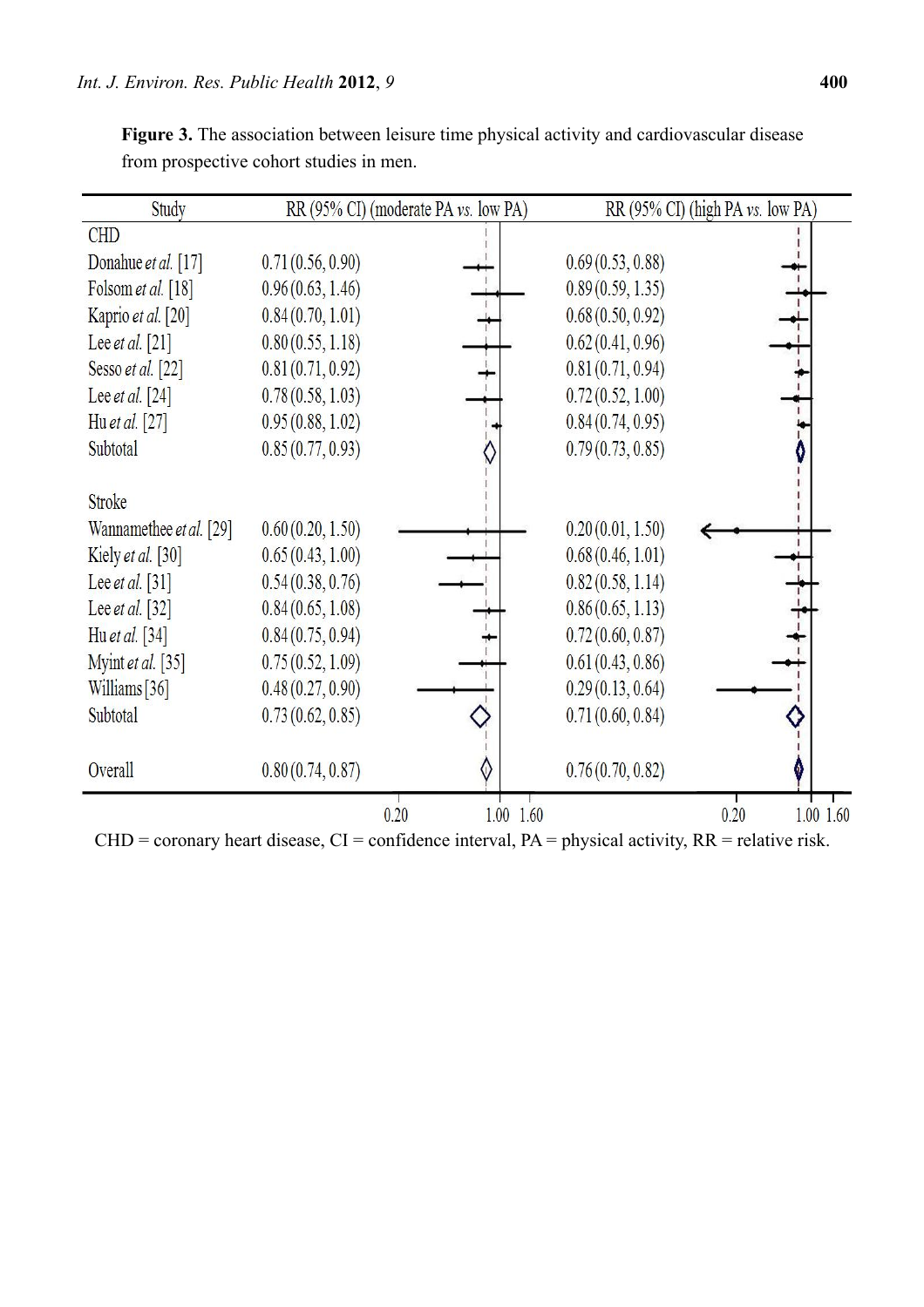**Figure 3.** The association between leisure time physical activity and cardiovascular disease from prospective cohort studies in men.

| Study | RR (95% CI) (moderate PA *vs.* low PA) | RR (95% CI) (high PA *vs.* low PA) |
|---|---|---|
| **CHD** | | |
| Donahue *et al.* [17] | 0.71 (0.56, 0.90) | 0.69 (0.53, 0.88) |
| Folsom *et al.* [18] | 0.96 (0.63, 1.46) | 0.89 (0.59, 1.35) |
| Kaprio *et al.* [20] | 0.84 (0.70, 1.01) | 0.68 (0.50, 0.92) |
| Lee *et al.* [21] | 0.80 (0.55, 1.18) | 0.62 (0.41, 0.96) |
| Sesso *et al.* [22] | 0.81 (0.71, 0.92) | 0.81 (0.71, 0.94) |
| Lee *et al.* [24] | 0.78 (0.58, 1.03) | 0.72 (0.52, 1.00) |
| Hu *et al.* [27] | 0.95 (0.88, 1.02) | 0.84 (0.74, 0.95) |
| Subtotal | 0.85 (0.77, 0.93) | 0.79 (0.73, 0.85) |
| **Stroke** | | |
| Wannamethee *et al.* [29] | 0.60 (0.20, 1.50) | 0.20 (0.01, 1.50) |
| Kiely *et al.* [30] | 0.65 (0.43, 1.00) | 0.68 (0.46, 1.01) |
| Lee *et al.* [31] | 0.54 (0.38, 0.76) | 0.82 (0.58, 1.14) |
| Lee *et al.* [32] | 0.84 (0.65, 1.08) | 0.86 (0.65, 1.13) |
| Hu *et al.* [34] | 0.84 (0.75, 0.94) | 0.72 (0.60, 0.87) |
| Myint *et al.* [35] | 0.75 (0.52, 1.09) | 0.61 (0.43, 0.86) |
| Williams [36] | 0.48 (0.27, 0.90) | 0.29 (0.13, 0.64) |
| Subtotal | 0.73 (0.62, 0.85) | 0.71 (0.60, 0.84) |
| **Overall** | 0.80 (0.74, 0.87) | 0.76 (0.70, 0.82) |

CHD = coronary heart disease, CI = confidence interval, PA = physical activity, RR = relative risk.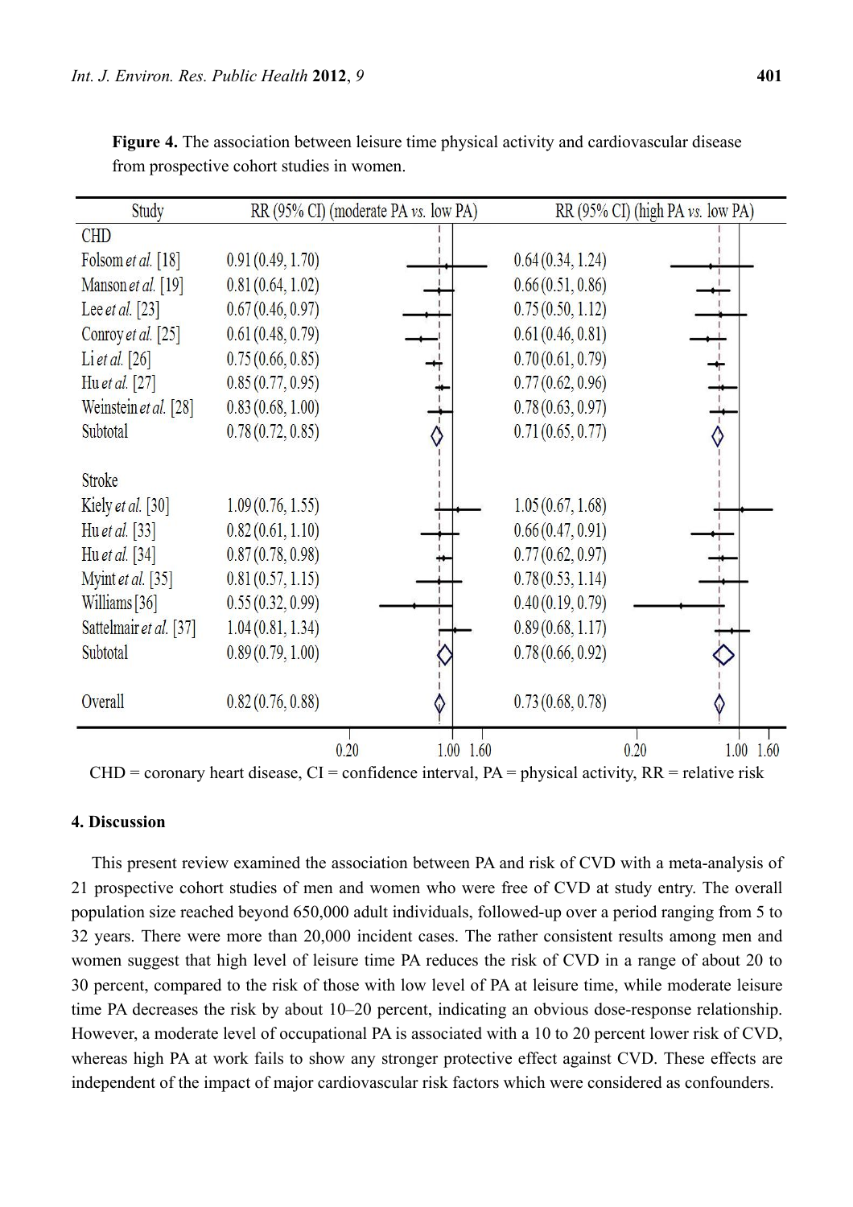**Figure 4.** The association between leisure time physical activity and cardiovascular disease from prospective cohort studies in women.

| Study | RR (95% CI) (moderate PA *vs.* low PA) | RR (95% CI) (high PA *vs.* low PA) |
|---|---|---|
| **CHD** | | |
| Folsom *et al.* [18] | 0.91 (0.49, 1.70) | 0.64 (0.34, 1.24) |
| Manson *et al.* [19] | 0.81 (0.64, 1.02) | 0.66 (0.51, 0.86) |
| Lee *et al.* [23] | 0.67 (0.46, 0.97) | 0.75 (0.50, 1.12) |
| Conroy *et al.* [25] | 0.61 (0.48, 0.79) | 0.61 (0.46, 0.81) |
| Li *et al.* [26] | 0.75 (0.66, 0.85) | 0.70 (0.61, 0.79) |
| Hu *et al.* [27] | 0.85 (0.77, 0.95) | 0.77 (0.62, 0.96) |
| Weinstein *et al.* [28] | 0.83 (0.68, 1.00) | 0.78 (0.63, 0.97) |
| Subtotal | 0.78 (0.72, 0.85) | 0.71 (0.65, 0.77) |
| **Stroke** | | |
| Kiely *et al.* [30] | 1.09 (0.76, 1.55) | 1.05 (0.67, 1.68) |
| Hu *et al.* [33] | 0.82 (0.61, 1.10) | 0.66 (0.47, 0.91) |
| Hu *et al.* [34] | 0.87 (0.78, 0.98) | 0.77 (0.62, 0.97) |
| Myint *et al.* [35] | 0.81 (0.57, 1.15) | 0.78 (0.53, 1.14) |
| Williams [36] | 0.55 (0.32, 0.99) | 0.40 (0.19, 0.79) |
| Sattelmair *et al.* [37] | 1.04 (0.81, 1.34) | 0.89 (0.68, 1.17) |
| Subtotal | 0.89 (0.79, 1.00) | 0.78 (0.66, 0.92) |
| Overall | 0.82 (0.76, 0.88) | 0.73 (0.68, 0.78) |

CHD = coronary heart disease, CI = confidence interval, PA = physical activity, RR = relative risk

## 4. Discussion

This present review examined the association between PA and risk of CVD with a meta-analysis of 21 prospective cohort studies of men and women who were free of CVD at study entry. The overall population size reached beyond 650,000 adult individuals, followed-up over a period ranging from 5 to 32 years. There were more than 20,000 incident cases. The rather consistent results among men and women suggest that high level of leisure time PA reduces the risk of CVD in a range of about 20 to 30 percent, compared to the risk of those with low level of PA at leisure time, while moderate leisure time PA decreases the risk by about 10–20 percent, indicating an obvious dose-response relationship. However, a moderate level of occupational PA is associated with a 10 to 20 percent lower risk of CVD, whereas high PA at work fails to show any stronger protective effect against CVD. These effects are independent of the impact of major cardiovascular risk factors which were considered as confounders.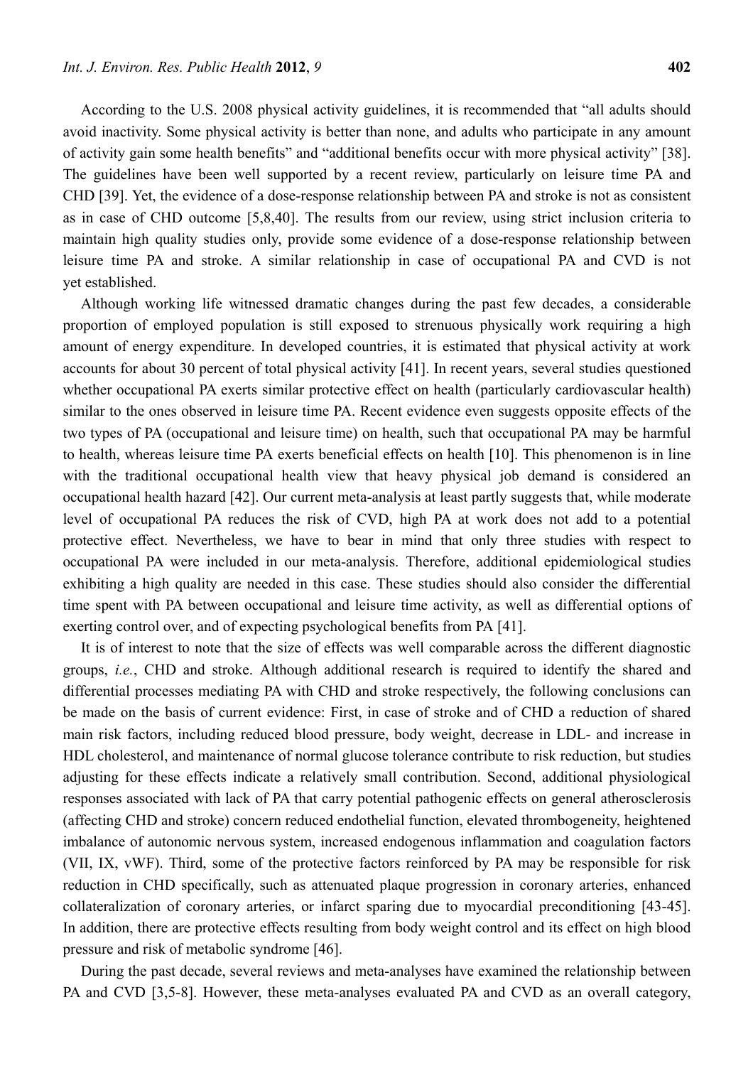According to the U.S. 2008 physical activity guidelines, it is recommended that "all adults should avoid inactivity. Some physical activity is better than none, and adults who participate in any amount of activity gain some health benefits" and "additional benefits occur with more physical activity" [38]. The guidelines have been well supported by a recent review, particularly on leisure time PA and CHD [39]. Yet, the evidence of a dose-response relationship between PA and stroke is not as consistent as in case of CHD outcome [5,8,40]. The results from our review, using strict inclusion criteria to maintain high quality studies only, provide some evidence of a dose-response relationship between leisure time PA and stroke. A similar relationship in case of occupational PA and CVD is not yet established.

Although working life witnessed dramatic changes during the past few decades, a considerable proportion of employed population is still exposed to strenuous physically work requiring a high amount of energy expenditure. In developed countries, it is estimated that physical activity at work accounts for about 30 percent of total physical activity [41]. In recent years, several studies questioned whether occupational PA exerts similar protective effect on health (particularly cardiovascular health) similar to the ones observed in leisure time PA. Recent evidence even suggests opposite effects of the two types of PA (occupational and leisure time) on health, such that occupational PA may be harmful to health, whereas leisure time PA exerts beneficial effects on health [10]. This phenomenon is in line with the traditional occupational health view that heavy physical job demand is considered an occupational health hazard [42]. Our current meta-analysis at least partly suggests that, while moderate level of occupational PA reduces the risk of CVD, high PA at work does not add to a potential protective effect. Nevertheless, we have to bear in mind that only three studies with respect to occupational PA were included in our meta-analysis. Therefore, additional epidemiological studies exhibiting a high quality are needed in this case. These studies should also consider the differential time spent with PA between occupational and leisure time activity, as well as differential options of exerting control over, and of expecting psychological benefits from PA [41].

It is of interest to note that the size of effects was well comparable across the different diagnostic groups, *i.e.*, CHD and stroke. Although additional research is required to identify the shared and differential processes mediating PA with CHD and stroke respectively, the following conclusions can be made on the basis of current evidence: First, in case of stroke and of CHD a reduction of shared main risk factors, including reduced blood pressure, body weight, decrease in LDL- and increase in HDL cholesterol, and maintenance of normal glucose tolerance contribute to risk reduction, but studies adjusting for these effects indicate a relatively small contribution. Second, additional physiological responses associated with lack of PA that carry potential pathogenic effects on general atherosclerosis (affecting CHD and stroke) concern reduced endothelial function, elevated thrombogeneity, heightened imbalance of autonomic nervous system, increased endogenous inflammation and coagulation factors (VII, IX, vWF). Third, some of the protective factors reinforced by PA may be responsible for risk reduction in CHD specifically, such as attenuated plaque progression in coronary arteries, enhanced collateralization of coronary arteries, or infarct sparing due to myocardial preconditioning [43-45]. In addition, there are protective effects resulting from body weight control and its effect on high blood pressure and risk of metabolic syndrome [46].

During the past decade, several reviews and meta-analyses have examined the relationship between PA and CVD [3,5-8]. However, these meta-analyses evaluated PA and CVD as an overall category,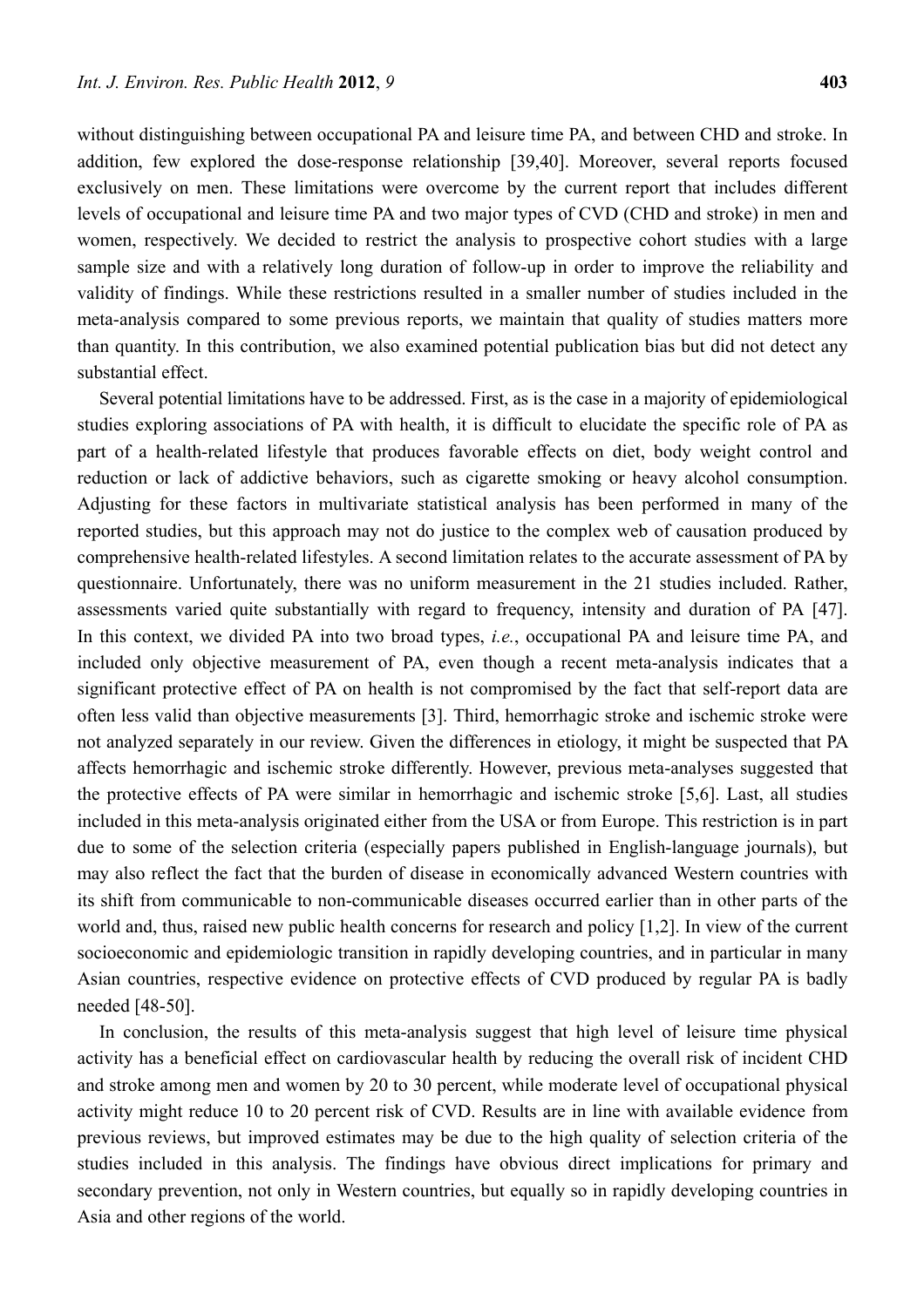without distinguishing between occupational PA and leisure time PA, and between CHD and stroke. In addition, few explored the dose-response relationship [39,40]. Moreover, several reports focused exclusively on men. These limitations were overcome by the current report that includes different levels of occupational and leisure time PA and two major types of CVD (CHD and stroke) in men and women, respectively. We decided to restrict the analysis to prospective cohort studies with a large sample size and with a relatively long duration of follow-up in order to improve the reliability and validity of findings. While these restrictions resulted in a smaller number of studies included in the meta-analysis compared to some previous reports, we maintain that quality of studies matters more than quantity. In this contribution, we also examined potential publication bias but did not detect any substantial effect.

Several potential limitations have to be addressed. First, as is the case in a majority of epidemiological studies exploring associations of PA with health, it is difficult to elucidate the specific role of PA as part of a health-related lifestyle that produces favorable effects on diet, body weight control and reduction or lack of addictive behaviors, such as cigarette smoking or heavy alcohol consumption. Adjusting for these factors in multivariate statistical analysis has been performed in many of the reported studies, but this approach may not do justice to the complex web of causation produced by comprehensive health-related lifestyles. A second limitation relates to the accurate assessment of PA by questionnaire. Unfortunately, there was no uniform measurement in the 21 studies included. Rather, assessments varied quite substantially with regard to frequency, intensity and duration of PA [47]. In this context, we divided PA into two broad types, *i.e.*, occupational PA and leisure time PA, and included only objective measurement of PA, even though a recent meta-analysis indicates that a significant protective effect of PA on health is not compromised by the fact that self-report data are often less valid than objective measurements [3]. Third, hemorrhagic stroke and ischemic stroke were not analyzed separately in our review. Given the differences in etiology, it might be suspected that PA affects hemorrhagic and ischemic stroke differently. However, previous meta-analyses suggested that the protective effects of PA were similar in hemorrhagic and ischemic stroke [5,6]. Last, all studies included in this meta-analysis originated either from the USA or from Europe. This restriction is in part due to some of the selection criteria (especially papers published in English-language journals), but may also reflect the fact that the burden of disease in economically advanced Western countries with its shift from communicable to non-communicable diseases occurred earlier than in other parts of the world and, thus, raised new public health concerns for research and policy [1,2]. In view of the current socioeconomic and epidemiologic transition in rapidly developing countries, and in particular in many Asian countries, respective evidence on protective effects of CVD produced by regular PA is badly needed [48-50].

In conclusion, the results of this meta-analysis suggest that high level of leisure time physical activity has a beneficial effect on cardiovascular health by reducing the overall risk of incident CHD and stroke among men and women by 20 to 30 percent, while moderate level of occupational physical activity might reduce 10 to 20 percent risk of CVD. Results are in line with available evidence from previous reviews, but improved estimates may be due to the high quality of selection criteria of the studies included in this analysis. The findings have obvious direct implications for primary and secondary prevention, not only in Western countries, but equally so in rapidly developing countries in Asia and other regions of the world.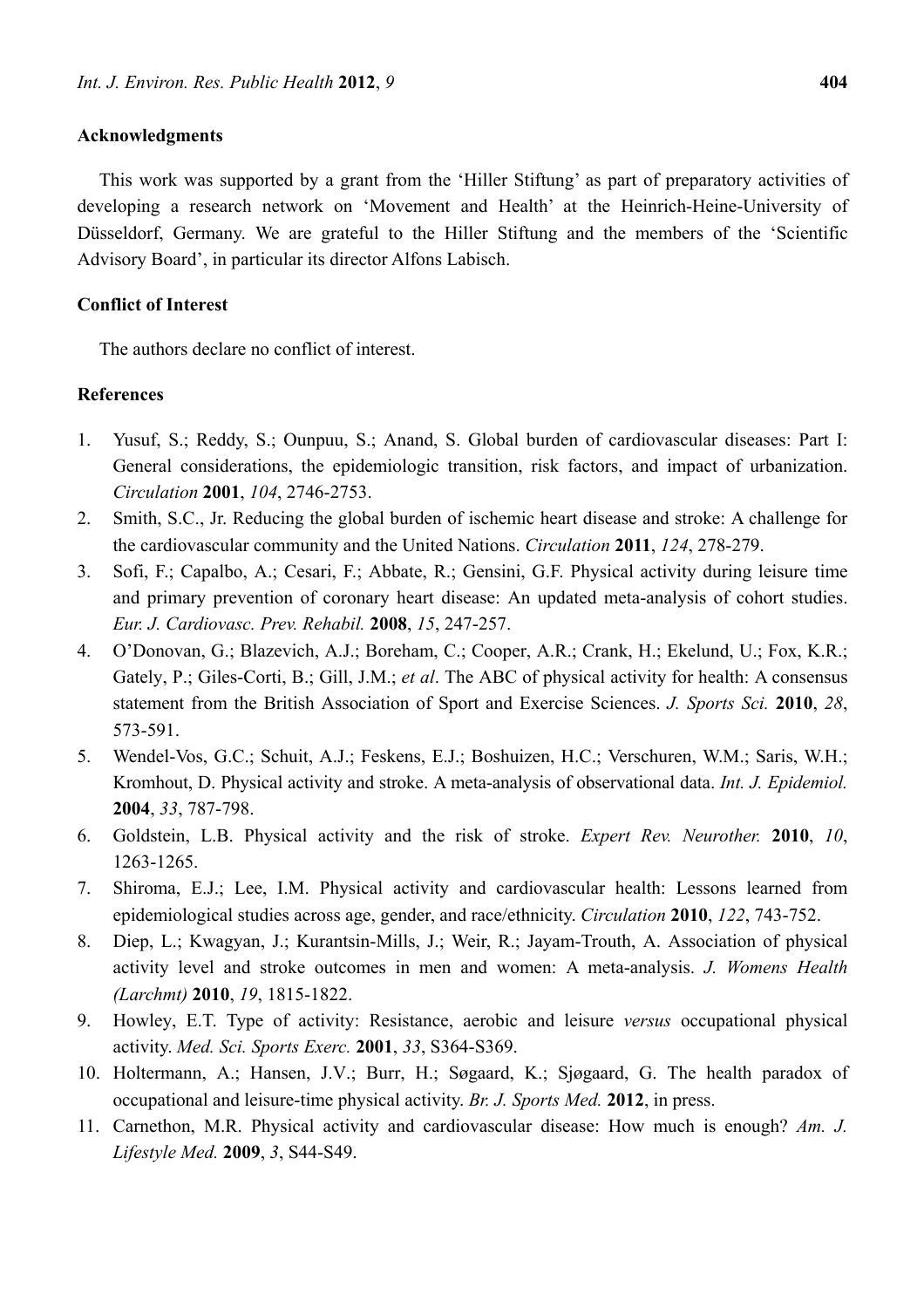## Acknowledgments

This work was supported by a grant from the 'Hiller Stiftung' as part of preparatory activities of developing a research network on 'Movement and Health' at the Heinrich-Heine-University of Düsseldorf, Germany. We are grateful to the Hiller Stiftung and the members of the 'Scientific Advisory Board', in particular its director Alfons Labisch.

## Conflict of Interest

The authors declare no conflict of interest.

## References

1. Yusuf, S.; Reddy, S.; Ounpuu, S.; Anand, S. Global burden of cardiovascular diseases: Part I: General considerations, the epidemiologic transition, risk factors, and impact of urbanization. *Circulation* **2001**, *104*, 2746-2753.
2. Smith, S.C., Jr. Reducing the global burden of ischemic heart disease and stroke: A challenge for the cardiovascular community and the United Nations. *Circulation* **2011**, *124*, 278-279.
3. Sofi, F.; Capalbo, A.; Cesari, F.; Abbate, R.; Gensini, G.F. Physical activity during leisure time and primary prevention of coronary heart disease: An updated meta-analysis of cohort studies. *Eur. J. Cardiovasc. Prev. Rehabil.* **2008**, *15*, 247-257.
4. O'Donovan, G.; Blazevich, A.J.; Boreham, C.; Cooper, A.R.; Crank, H.; Ekelund, U.; Fox, K.R.; Gately, P.; Giles-Corti, B.; Gill, J.M.; *et al*. The ABC of physical activity for health: A consensus statement from the British Association of Sport and Exercise Sciences. *J. Sports Sci.* **2010**, *28*, 573-591.
5. Wendel-Vos, G.C.; Schuit, A.J.; Feskens, E.J.; Boshuizen, H.C.; Verschuren, W.M.; Saris, W.H.; Kromhout, D. Physical activity and stroke. A meta-analysis of observational data. *Int. J. Epidemiol.* **2004**, *33*, 787-798.
6. Goldstein, L.B. Physical activity and the risk of stroke. *Expert Rev. Neurother.* **2010**, *10*, 1263-1265.
7. Shiroma, E.J.; Lee, I.M. Physical activity and cardiovascular health: Lessons learned from epidemiological studies across age, gender, and race/ethnicity. *Circulation* **2010**, *122*, 743-752.
8. Diep, L.; Kwagyan, J.; Kurantsin-Mills, J.; Weir, R.; Jayam-Trouth, A. Association of physical activity level and stroke outcomes in men and women: A meta-analysis. *J. Womens Health (Larchmt)* **2010**, *19*, 1815-1822.
9. Howley, E.T. Type of activity: Resistance, aerobic and leisure *versus* occupational physical activity. *Med. Sci. Sports Exerc.* **2001**, *33*, S364-S369.
10. Holtermann, A.; Hansen, J.V.; Burr, H.; Søgaard, K.; Sjøgaard, G. The health paradox of occupational and leisure-time physical activity. *Br. J. Sports Med.* **2012**, in press.
11. Carnethon, M.R. Physical activity and cardiovascular disease: How much is enough? *Am. J. Lifestyle Med.* **2009**, *3*, S44-S49.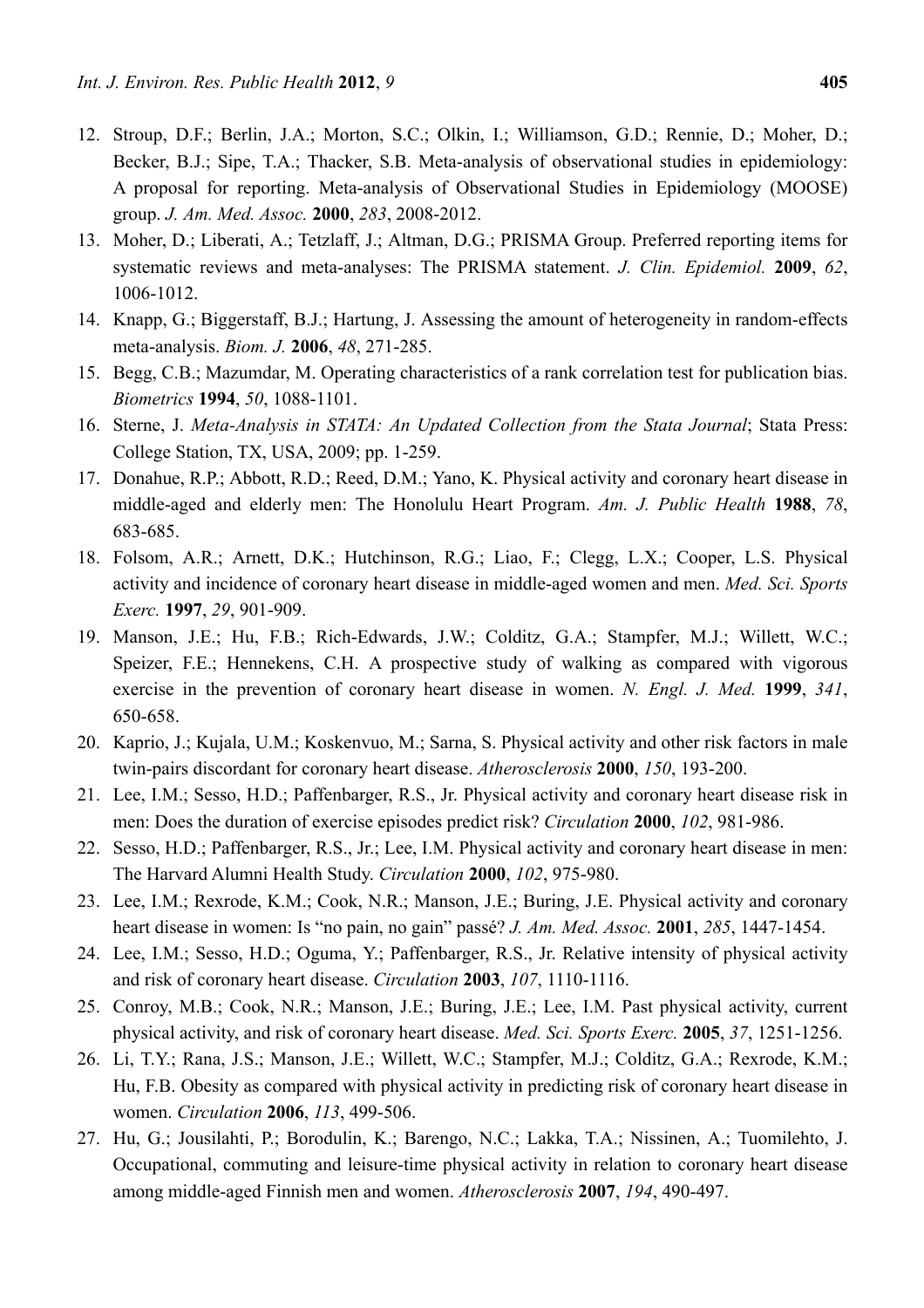12. Stroup, D.F.; Berlin, J.A.; Morton, S.C.; Olkin, I.; Williamson, G.D.; Rennie, D.; Moher, D.; Becker, B.J.; Sipe, T.A.; Thacker, S.B. Meta-analysis of observational studies in epidemiology: A proposal for reporting. Meta-analysis of Observational Studies in Epidemiology (MOOSE) group. *J. Am. Med. Assoc.* **2000**, *283*, 2008-2012.
13. Moher, D.; Liberati, A.; Tetzlaff, J.; Altman, D.G.; PRISMA Group. Preferred reporting items for systematic reviews and meta-analyses: The PRISMA statement. *J. Clin. Epidemiol.* **2009**, *62*, 1006-1012.
14. Knapp, G.; Biggerstaff, B.J.; Hartung, J. Assessing the amount of heterogeneity in random-effects meta-analysis. *Biom. J.* **2006**, *48*, 271-285.
15. Begg, C.B.; Mazumdar, M. Operating characteristics of a rank correlation test for publication bias. *Biometrics* **1994**, *50*, 1088-1101.
16. Sterne, J. *Meta-Analysis in STATA: An Updated Collection from the Stata Journal*; Stata Press: College Station, TX, USA, 2009; pp. 1-259.
17. Donahue, R.P.; Abbott, R.D.; Reed, D.M.; Yano, K. Physical activity and coronary heart disease in middle-aged and elderly men: The Honolulu Heart Program. *Am. J. Public Health* **1988**, *78*, 683-685.
18. Folsom, A.R.; Arnett, D.K.; Hutchinson, R.G.; Liao, F.; Clegg, L.X.; Cooper, L.S. Physical activity and incidence of coronary heart disease in middle-aged women and men. *Med. Sci. Sports Exerc.* **1997**, *29*, 901-909.
19. Manson, J.E.; Hu, F.B.; Rich-Edwards, J.W.; Colditz, G.A.; Stampfer, M.J.; Willett, W.C.; Speizer, F.E.; Hennekens, C.H. A prospective study of walking as compared with vigorous exercise in the prevention of coronary heart disease in women. *N. Engl. J. Med.* **1999**, *341*, 650-658.
20. Kaprio, J.; Kujala, U.M.; Koskenvuo, M.; Sarna, S. Physical activity and other risk factors in male twin-pairs discordant for coronary heart disease. *Atherosclerosis* **2000**, *150*, 193-200.
21. Lee, I.M.; Sesso, H.D.; Paffenbarger, R.S., Jr. Physical activity and coronary heart disease risk in men: Does the duration of exercise episodes predict risk? *Circulation* **2000**, *102*, 981-986.
22. Sesso, H.D.; Paffenbarger, R.S., Jr.; Lee, I.M. Physical activity and coronary heart disease in men: The Harvard Alumni Health Study. *Circulation* **2000**, *102*, 975-980.
23. Lee, I.M.; Rexrode, K.M.; Cook, N.R.; Manson, J.E.; Buring, J.E. Physical activity and coronary heart disease in women: Is "no pain, no gain" passé? *J. Am. Med. Assoc.* **2001**, *285*, 1447-1454.
24. Lee, I.M.; Sesso, H.D.; Oguma, Y.; Paffenbarger, R.S., Jr. Relative intensity of physical activity and risk of coronary heart disease. *Circulation* **2003**, *107*, 1110-1116.
25. Conroy, M.B.; Cook, N.R.; Manson, J.E.; Buring, J.E.; Lee, I.M. Past physical activity, current physical activity, and risk of coronary heart disease. *Med. Sci. Sports Exerc.* **2005**, *37*, 1251-1256.
26. Li, T.Y.; Rana, J.S.; Manson, J.E.; Willett, W.C.; Stampfer, M.J.; Colditz, G.A.; Rexrode, K.M.; Hu, F.B. Obesity as compared with physical activity in predicting risk of coronary heart disease in women. *Circulation* **2006**, *113*, 499-506.
27. Hu, G.; Jousilahti, P.; Borodulin, K.; Barengo, N.C.; Lakka, T.A.; Nissinen, A.; Tuomilehto, J. Occupational, commuting and leisure-time physical activity in relation to coronary heart disease among middle-aged Finnish men and women. *Atherosclerosis* **2007**, *194*, 490-497.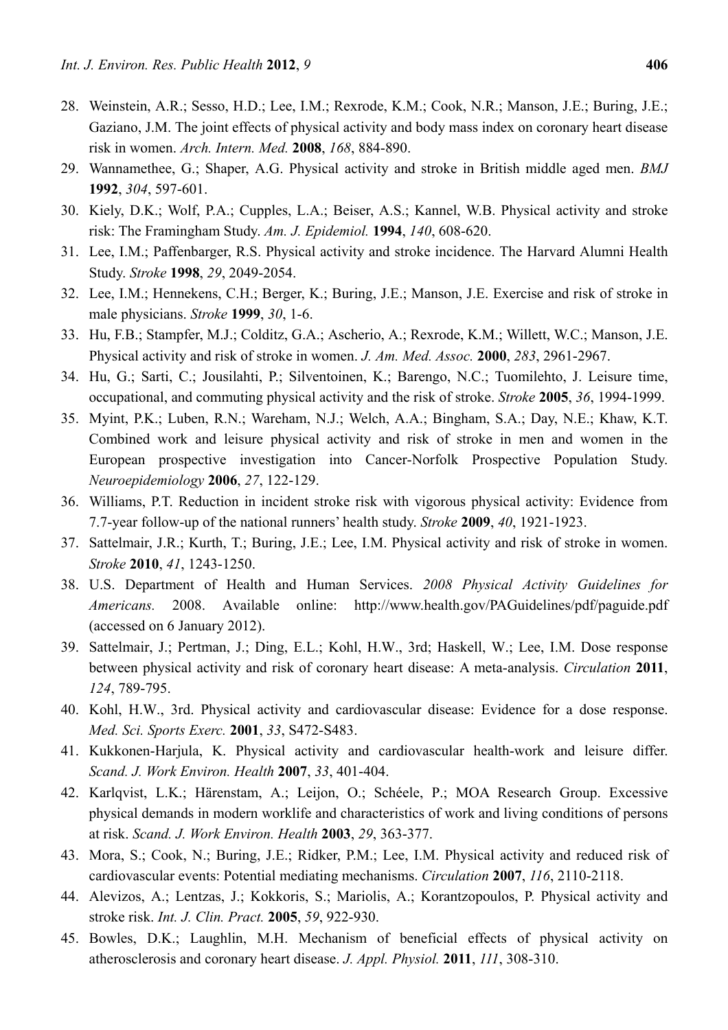28. Weinstein, A.R.; Sesso, H.D.; Lee, I.M.; Rexrode, K.M.; Cook, N.R.; Manson, J.E.; Buring, J.E.; Gaziano, J.M. The joint effects of physical activity and body mass index on coronary heart disease risk in women. *Arch. Intern. Med.* **2008**, *168*, 884-890.
29. Wannamethee, G.; Shaper, A.G. Physical activity and stroke in British middle aged men. *BMJ* **1992**, *304*, 597-601.
30. Kiely, D.K.; Wolf, P.A.; Cupples, L.A.; Beiser, A.S.; Kannel, W.B. Physical activity and stroke risk: The Framingham Study. *Am. J. Epidemiol.* **1994**, *140*, 608-620.
31. Lee, I.M.; Paffenbarger, R.S. Physical activity and stroke incidence. The Harvard Alumni Health Study. *Stroke* **1998**, *29*, 2049-2054.
32. Lee, I.M.; Hennekens, C.H.; Berger, K.; Buring, J.E.; Manson, J.E. Exercise and risk of stroke in male physicians. *Stroke* **1999**, *30*, 1-6.
33. Hu, F.B.; Stampfer, M.J.; Colditz, G.A.; Ascherio, A.; Rexrode, K.M.; Willett, W.C.; Manson, J.E. Physical activity and risk of stroke in women. *J. Am. Med. Assoc.* **2000**, *283*, 2961-2967.
34. Hu, G.; Sarti, C.; Jousilahti, P.; Silventoinen, K.; Barengo, N.C.; Tuomilehto, J. Leisure time, occupational, and commuting physical activity and the risk of stroke. *Stroke* **2005**, *36*, 1994-1999.
35. Myint, P.K.; Luben, R.N.; Wareham, N.J.; Welch, A.A.; Bingham, S.A.; Day, N.E.; Khaw, K.T. Combined work and leisure physical activity and risk of stroke in men and women in the European prospective investigation into Cancer-Norfolk Prospective Population Study. *Neuroepidemiology* **2006**, *27*, 122-129.
36. Williams, P.T. Reduction in incident stroke risk with vigorous physical activity: Evidence from 7.7-year follow-up of the national runners' health study. *Stroke* **2009**, *40*, 1921-1923.
37. Sattelmair, J.R.; Kurth, T.; Buring, J.E.; Lee, I.M. Physical activity and risk of stroke in women. *Stroke* **2010**, *41*, 1243-1250.
38. U.S. Department of Health and Human Services. *2008 Physical Activity Guidelines for Americans.* 2008. Available online: http://www.health.gov/PAGuidelines/pdf/paguide.pdf (accessed on 6 January 2012).
39. Sattelmair, J.; Pertman, J.; Ding, E.L.; Kohl, H.W., 3rd; Haskell, W.; Lee, I.M. Dose response between physical activity and risk of coronary heart disease: A meta-analysis. *Circulation* **2011**, *124*, 789-795.
40. Kohl, H.W., 3rd. Physical activity and cardiovascular disease: Evidence for a dose response. *Med. Sci. Sports Exerc.* **2001**, *33*, S472-S483.
41. Kukkonen-Harjula, K. Physical activity and cardiovascular health-work and leisure differ. *Scand. J. Work Environ. Health* **2007**, *33*, 401-404.
42. Karlqvist, L.K.; Härenstam, A.; Leijon, O.; Schéele, P.; MOA Research Group. Excessive physical demands in modern worklife and characteristics of work and living conditions of persons at risk. *Scand. J. Work Environ. Health* **2003**, *29*, 363-377.
43. Mora, S.; Cook, N.; Buring, J.E.; Ridker, P.M.; Lee, I.M. Physical activity and reduced risk of cardiovascular events: Potential mediating mechanisms. *Circulation* **2007**, *116*, 2110-2118.
44. Alevizos, A.; Lentzas, J.; Kokkoris, S.; Mariolis, A.; Korantzopoulos, P. Physical activity and stroke risk. *Int. J. Clin. Pract.* **2005**, *59*, 922-930.
45. Bowles, D.K.; Laughlin, M.H. Mechanism of beneficial effects of physical activity on atherosclerosis and coronary heart disease. *J. Appl. Physiol.* **2011**, *111*, 308-310.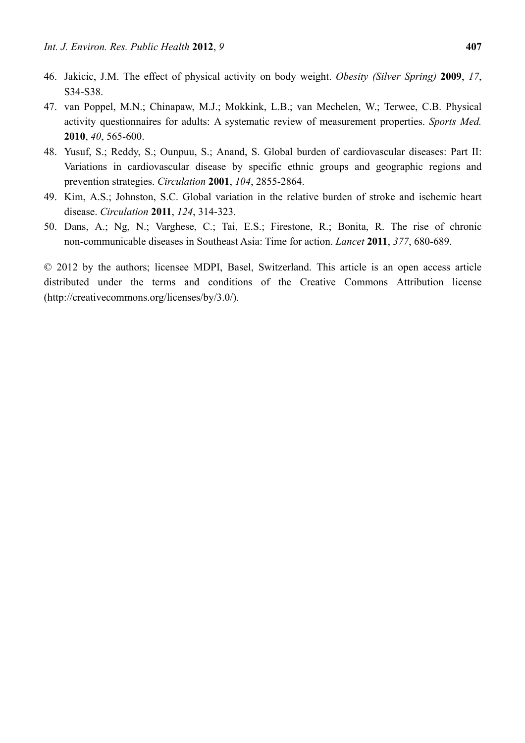46. Jakicic, J.M. The effect of physical activity on body weight. *Obesity (Silver Spring)* **2009**, *17*, S34-S38.
47. van Poppel, M.N.; Chinapaw, M.J.; Mokkink, L.B.; van Mechelen, W.; Terwee, C.B. Physical activity questionnaires for adults: A systematic review of measurement properties. *Sports Med.* **2010**, *40*, 565-600.
48. Yusuf, S.; Reddy, S.; Ounpuu, S.; Anand, S. Global burden of cardiovascular diseases: Part II: Variations in cardiovascular disease by specific ethnic groups and geographic regions and prevention strategies. *Circulation* **2001**, *104*, 2855-2864.
49. Kim, A.S.; Johnston, S.C. Global variation in the relative burden of stroke and ischemic heart disease. *Circulation* **2011**, *124*, 314-323.
50. Dans, A.; Ng, N.; Varghese, C.; Tai, E.S.; Firestone, R.; Bonita, R. The rise of chronic non-communicable diseases in Southeast Asia: Time for action. *Lancet* **2011**, *377*, 680-689.

© 2012 by the authors; licensee MDPI, Basel, Switzerland. This article is an open access article distributed under the terms and conditions of the Creative Commons Attribution license (http://creativecommons.org/licenses/by/3.0/).